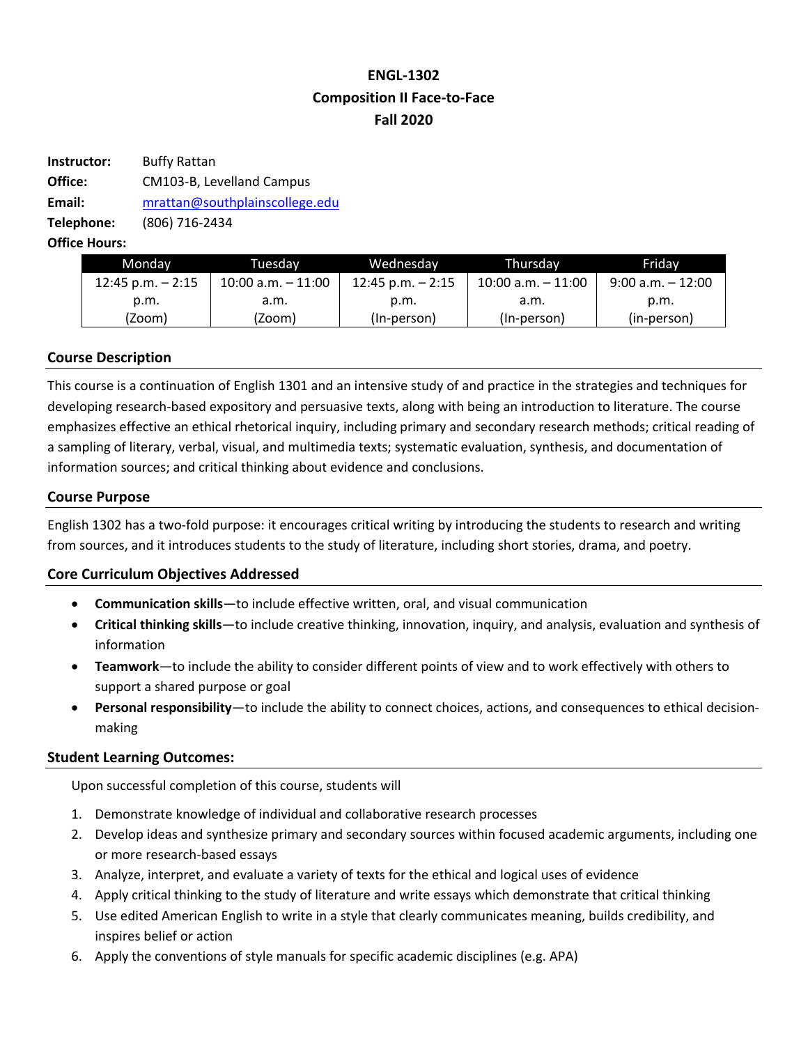# ENGL-1302
## Composition II Face-to-Face
## Fall 2020

**Instructor:** Buffy Rattan
**Office:** CM103-B, Levelland Campus
**Email:** mrattan@southplainscollege.edu
**Telephone:** (806) 716-2434
**Office Hours:**

| Monday | Tuesday | Wednesday | Thursday | Friday |
|---|---|---|---|---|
| 12:45 p.m. – 2:15 p.m. (Zoom) | 10:00 a.m. – 11:00 a.m. (Zoom) | 12:45 p.m. – 2:15 p.m. (In-person) | 10:00 a.m. – 11:00 a.m. (In-person) | 9:00 a.m. – 12:00 p.m. (in-person) |

### Course Description

This course is a continuation of English 1301 and an intensive study of and practice in the strategies and techniques for developing research-based expository and persuasive texts, along with being an introduction to literature. The course emphasizes effective an ethical rhetorical inquiry, including primary and secondary research methods; critical reading of a sampling of literary, verbal, visual, and multimedia texts; systematic evaluation, synthesis, and documentation of information sources; and critical thinking about evidence and conclusions.

### Course Purpose

English 1302 has a two-fold purpose: it encourages critical writing by introducing the students to research and writing from sources, and it introduces students to the study of literature, including short stories, drama, and poetry.

### Core Curriculum Objectives Addressed

- **Communication skills**—to include effective written, oral, and visual communication
- **Critical thinking skills**—to include creative thinking, innovation, inquiry, and analysis, evaluation and synthesis of information
- **Teamwork**—to include the ability to consider different points of view and to work effectively with others to support a shared purpose or goal
- **Personal responsibility**—to include the ability to connect choices, actions, and consequences to ethical decision-making

### Student Learning Outcomes:

Upon successful completion of this course, students will

1. Demonstrate knowledge of individual and collaborative research processes
2. Develop ideas and synthesize primary and secondary sources within focused academic arguments, including one or more research-based essays
3. Analyze, interpret, and evaluate a variety of texts for the ethical and logical uses of evidence
4. Apply critical thinking to the study of literature and write essays which demonstrate that critical thinking
5. Use edited American English to write in a style that clearly communicates meaning, builds credibility, and inspires belief or action
6. Apply the conventions of style manuals for specific academic disciplines (e.g. APA)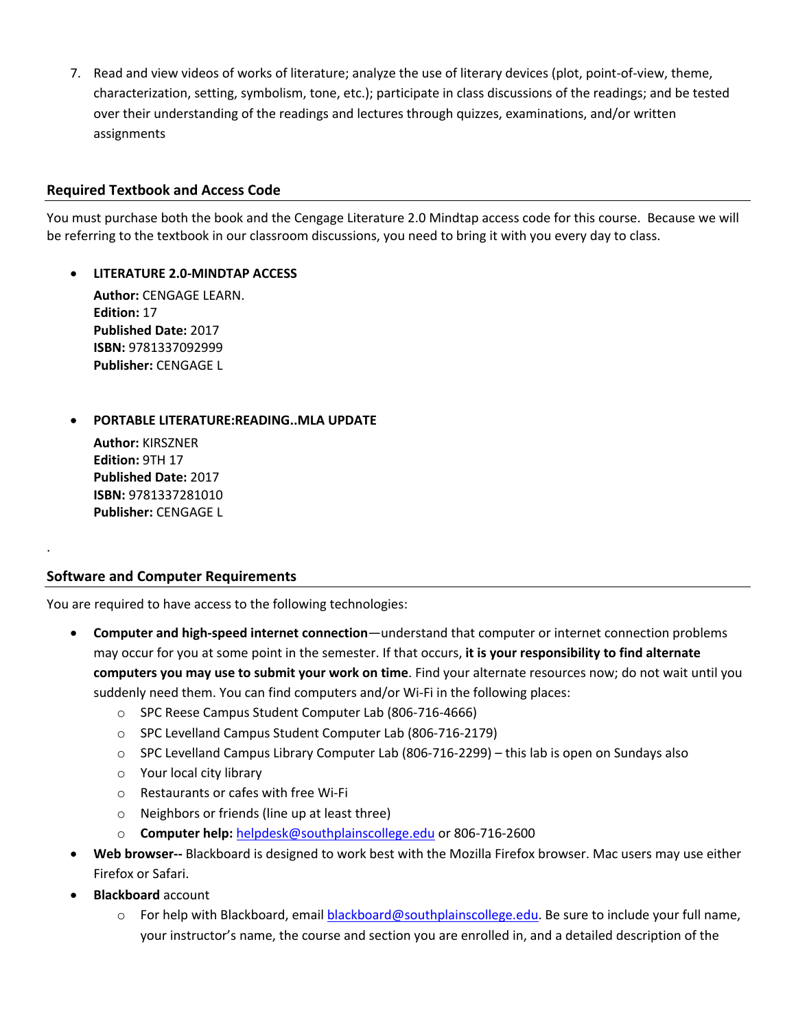7. Read and view videos of works of literature; analyze the use of literary devices (plot, point-of-view, theme, characterization, setting, symbolism, tone, etc.); participate in class discussions of the readings; and be tested over their understanding of the readings and lectures through quizzes, examinations, and/or written assignments

## Required Textbook and Access Code

You must purchase both the book and the Cengage Literature 2.0 Mindtap access code for this course. Because we will be referring to the textbook in our classroom discussions, you need to bring it with you every day to class.

- **LITERATURE 2.0-MINDTAP ACCESS**
  **Author:** CENGAGE LEARN.
  **Edition:** 17
  **Published Date:** 2017
  **ISBN:** 9781337092999
  **Publisher:** CENGAGE L

- **PORTABLE LITERATURE:READING..MLA UPDATE**
  **Author:** KIRSZNER
  **Edition:** 9TH 17
  **Published Date:** 2017
  **ISBN:** 9781337281010
  **Publisher:** CENGAGE L

.

## Software and Computer Requirements

You are required to have access to the following technologies:

- **Computer and high-speed internet connection**—understand that computer or internet connection problems may occur for you at some point in the semester. If that occurs, **it is your responsibility to find alternate computers you may use to submit your work on time**. Find your alternate resources now; do not wait until you suddenly need them. You can find computers and/or Wi-Fi in the following places:
  - SPC Reese Campus Student Computer Lab (806-716-4666)
  - SPC Levelland Campus Student Computer Lab (806-716-2179)
  - SPC Levelland Campus Library Computer Lab (806-716-2299) – this lab is open on Sundays also
  - Your local city library
  - Restaurants or cafes with free Wi-Fi
  - Neighbors or friends (line up at least three)
  - **Computer help:** helpdesk@southplainscollege.edu or 806-716-2600
- **Web browser--** Blackboard is designed to work best with the Mozilla Firefox browser. Mac users may use either Firefox or Safari.
- **Blackboard** account
  - For help with Blackboard, email blackboard@southplainscollege.edu. Be sure to include your full name, your instructor's name, the course and section you are enrolled in, and a detailed description of the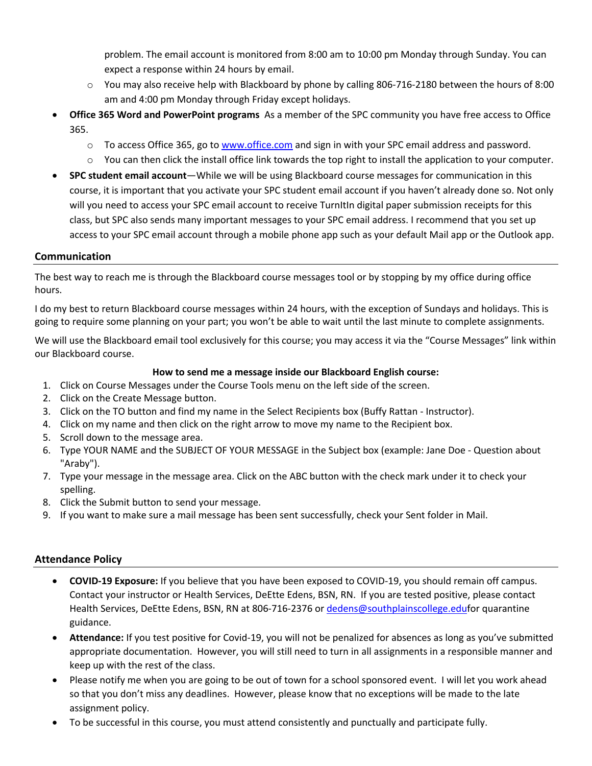problem. The email account is monitored from 8:00 am to 10:00 pm Monday through Sunday. You can expect a response within 24 hours by email.

  - You may also receive help with Blackboard by phone by calling 806-716-2180 between the hours of 8:00 am and 4:00 pm Monday through Friday except holidays.
- **Office 365 Word and PowerPoint programs** As a member of the SPC community you have free access to Office 365.
  - To access Office 365, go to [www.office.com](www.office.com) and sign in with your SPC email address and password.
  - You can then click the install office link towards the top right to install the application to your computer.
- **SPC student email account**—While we will be using Blackboard course messages for communication in this course, it is important that you activate your SPC student email account if you haven't already done so. Not only will you need to access your SPC email account to receive TurnItIn digital paper submission receipts for this class, but SPC also sends many important messages to your SPC email address. I recommend that you set up access to your SPC email account through a mobile phone app such as your default Mail app or the Outlook app.

## Communication

The best way to reach me is through the Blackboard course messages tool or by stopping by my office during office hours.

I do my best to return Blackboard course messages within 24 hours, with the exception of Sundays and holidays. This is going to require some planning on your part; you won't be able to wait until the last minute to complete assignments.

We will use the Blackboard email tool exclusively for this course; you may access it via the "Course Messages" link within our Blackboard course.

**How to send me a message inside our Blackboard English course:**

1. Click on Course Messages under the Course Tools menu on the left side of the screen.
2. Click on the Create Message button.
3. Click on the TO button and find my name in the Select Recipients box (Buffy Rattan - Instructor).
4. Click on my name and then click on the right arrow to move my name to the Recipient box.
5. Scroll down to the message area.
6. Type YOUR NAME and the SUBJECT OF YOUR MESSAGE in the Subject box (example: Jane Doe - Question about "Araby").
7. Type your message in the message area. Click on the ABC button with the check mark under it to check your spelling.
8. Click the Submit button to send your message.
9. If you want to make sure a mail message has been sent successfully, check your Sent folder in Mail.

## Attendance Policy

- **COVID-19 Exposure:** If you believe that you have been exposed to COVID-19, you should remain off campus. Contact your instructor or Health Services, DeEtte Edens, BSN, RN. If you are tested positive, please contact Health Services, DeEtte Edens, BSN, RN at 806-716-2376 or [dedens@southplainscollege.edu](mailto:dedens@southplainscollege.edu)for quarantine guidance.
- **Attendance:** If you test positive for Covid-19, you will not be penalized for absences as long as you've submitted appropriate documentation. However, you will still need to turn in all assignments in a responsible manner and keep up with the rest of the class.
- Please notify me when you are going to be out of town for a school sponsored event. I will let you work ahead so that you don't miss any deadlines. However, please know that no exceptions will be made to the late assignment policy.
- To be successful in this course, you must attend consistently and punctually and participate fully.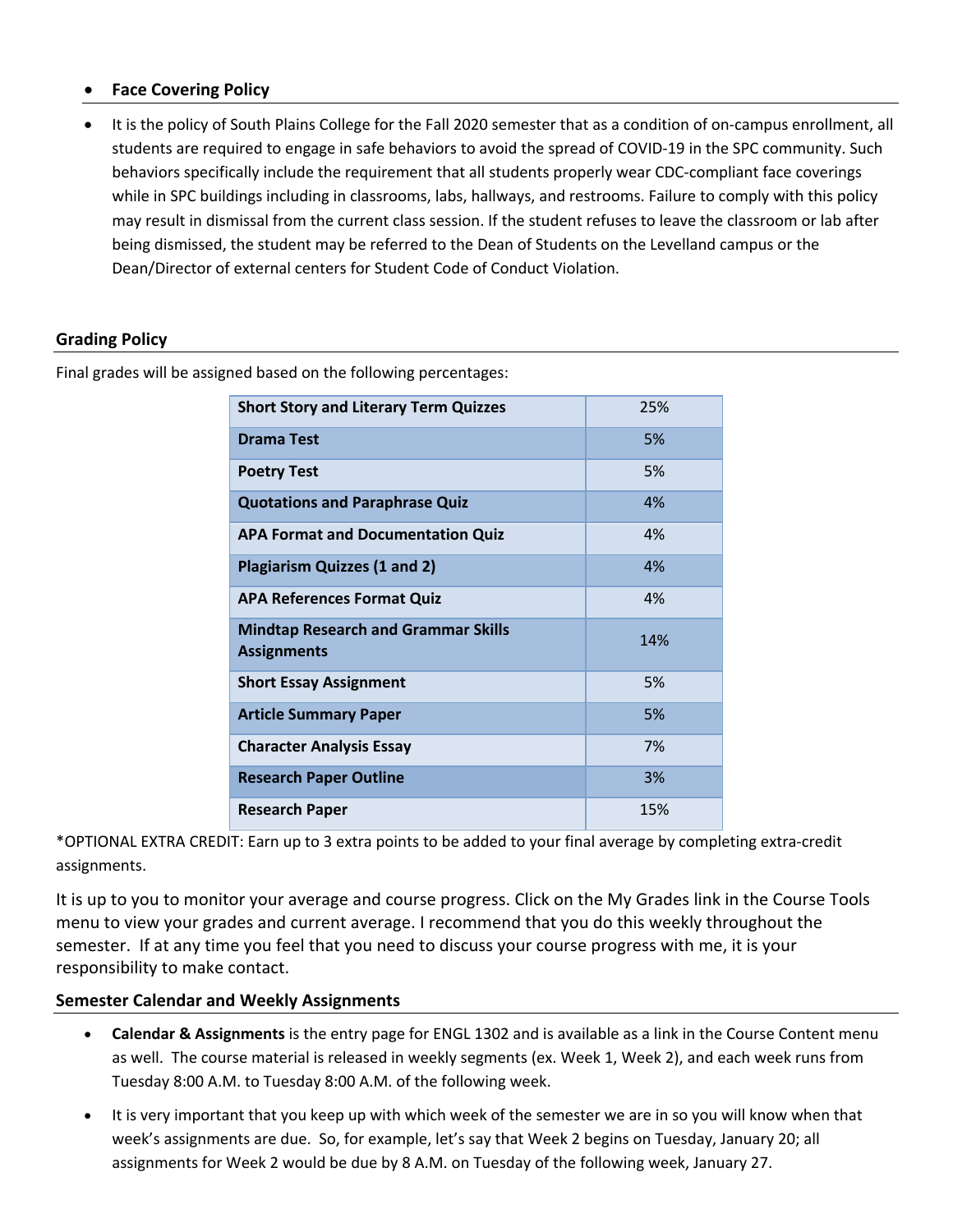- **Face Covering Policy**

- It is the policy of South Plains College for the Fall 2020 semester that as a condition of on-campus enrollment, all students are required to engage in safe behaviors to avoid the spread of COVID-19 in the SPC community. Such behaviors specifically include the requirement that all students properly wear CDC-compliant face coverings while in SPC buildings including in classrooms, labs, hallways, and restrooms. Failure to comply with this policy may result in dismissal from the current class session. If the student refuses to leave the classroom or lab after being dismissed, the student may be referred to the Dean of Students on the Levelland campus or the Dean/Director of external centers for Student Code of Conduct Violation.

## Grading Policy

Final grades will be assigned based on the following percentages:

| Assignment | Percentage |
|---|---|
| **Short Story and Literary Term Quizzes** | 25% |
| **Drama Test** | 5% |
| **Poetry Test** | 5% |
| **Quotations and Paraphrase Quiz** | 4% |
| **APA Format and Documentation Quiz** | 4% |
| **Plagiarism Quizzes (1 and 2)** | 4% |
| **APA References Format Quiz** | 4% |
| **Mindtap Research and Grammar Skills Assignments** | 14% |
| **Short Essay Assignment** | 5% |
| **Article Summary Paper** | 5% |
| **Character Analysis Essay** | 7% |
| **Research Paper Outline** | 3% |
| **Research Paper** | 15% |

*OPTIONAL EXTRA CREDIT: Earn up to 3 extra points to be added to your final average by completing extra-credit assignments.

It is up to you to monitor your average and course progress. Click on the My Grades link in the Course Tools menu to view your grades and current average. I recommend that you do this weekly throughout the semester. If at any time you feel that you need to discuss your course progress with me, it is your responsibility to make contact.

## Semester Calendar and Weekly Assignments

- **Calendar & Assignments** is the entry page for ENGL 1302 and is available as a link in the Course Content menu as well. The course material is released in weekly segments (ex. Week 1, Week 2), and each week runs from Tuesday 8:00 A.M. to Tuesday 8:00 A.M. of the following week.

- It is very important that you keep up with which week of the semester we are in so you will know when that week's assignments are due. So, for example, let's say that Week 2 begins on Tuesday, January 20; all assignments for Week 2 would be due by 8 A.M. on Tuesday of the following week, January 27.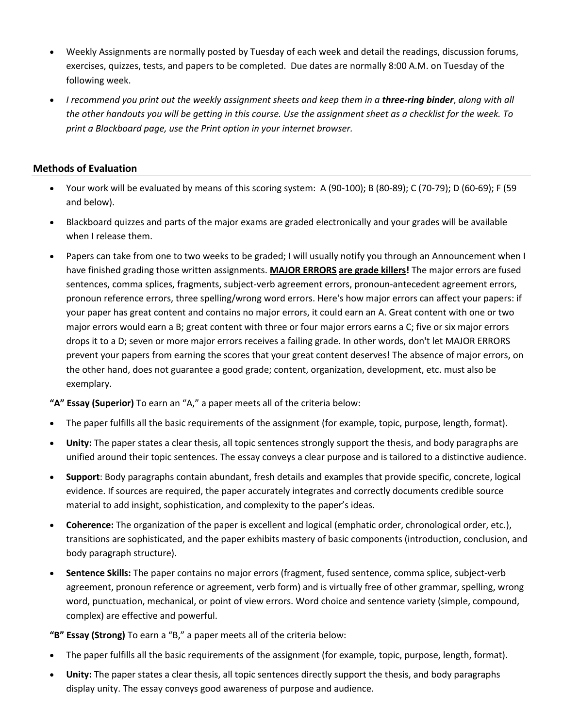- Weekly Assignments are normally posted by Tuesday of each week and detail the readings, discussion forums, exercises, quizzes, tests, and papers to be completed. Due dates are normally 8:00 A.M. on Tuesday of the following week.
- *I recommend you print out the weekly assignment sheets and keep them in a **three-ring binder**, along with all the other handouts you will be getting in this course. Use the assignment sheet as a checklist for the week. To print a Blackboard page, use the Print option in your internet browser.*

## Methods of Evaluation

- Your work will be evaluated by means of this scoring system: A (90-100); B (80-89); C (70-79); D (60-69); F (59 and below).
- Blackboard quizzes and parts of the major exams are graded electronically and your grades will be available when I release them.
- Papers can take from one to two weeks to be graded; I will usually notify you through an Announcement when I have finished grading those written assignments. **<u>MAJOR ERRORS</u> <u>are grade killers</u>!** The major errors are fused sentences, comma splices, fragments, subject-verb agreement errors, pronoun-antecedent agreement errors, pronoun reference errors, three spelling/wrong word errors. Here's how major errors can affect your papers: if your paper has great content and contains no major errors, it could earn an A. Great content with one or two major errors would earn a B; great content with three or four major errors earns a C; five or six major errors drops it to a D; seven or more major errors receives a failing grade. In other words, don't let MAJOR ERRORS prevent your papers from earning the scores that your great content deserves! The absence of major errors, on the other hand, does not guarantee a good grade; content, organization, development, etc. must also be exemplary.

**"A" Essay (Superior)** To earn an "A," a paper meets all of the criteria below:

- The paper fulfills all the basic requirements of the assignment (for example, topic, purpose, length, format).
- **Unity:** The paper states a clear thesis, all topic sentences strongly support the thesis, and body paragraphs are unified around their topic sentences. The essay conveys a clear purpose and is tailored to a distinctive audience.
- **Support**: Body paragraphs contain abundant, fresh details and examples that provide specific, concrete, logical evidence. If sources are required, the paper accurately integrates and correctly documents credible source material to add insight, sophistication, and complexity to the paper's ideas.
- **Coherence:** The organization of the paper is excellent and logical (emphatic order, chronological order, etc.), transitions are sophisticated, and the paper exhibits mastery of basic components (introduction, conclusion, and body paragraph structure).
- **Sentence Skills:** The paper contains no major errors (fragment, fused sentence, comma splice, subject-verb agreement, pronoun reference or agreement, verb form) and is virtually free of other grammar, spelling, wrong word, punctuation, mechanical, or point of view errors. Word choice and sentence variety (simple, compound, complex) are effective and powerful.

**"B" Essay (Strong)** To earn a "B," a paper meets all of the criteria below:

- The paper fulfills all the basic requirements of the assignment (for example, topic, purpose, length, format).
- **Unity:** The paper states a clear thesis, all topic sentences directly support the thesis, and body paragraphs display unity. The essay conveys good awareness of purpose and audience.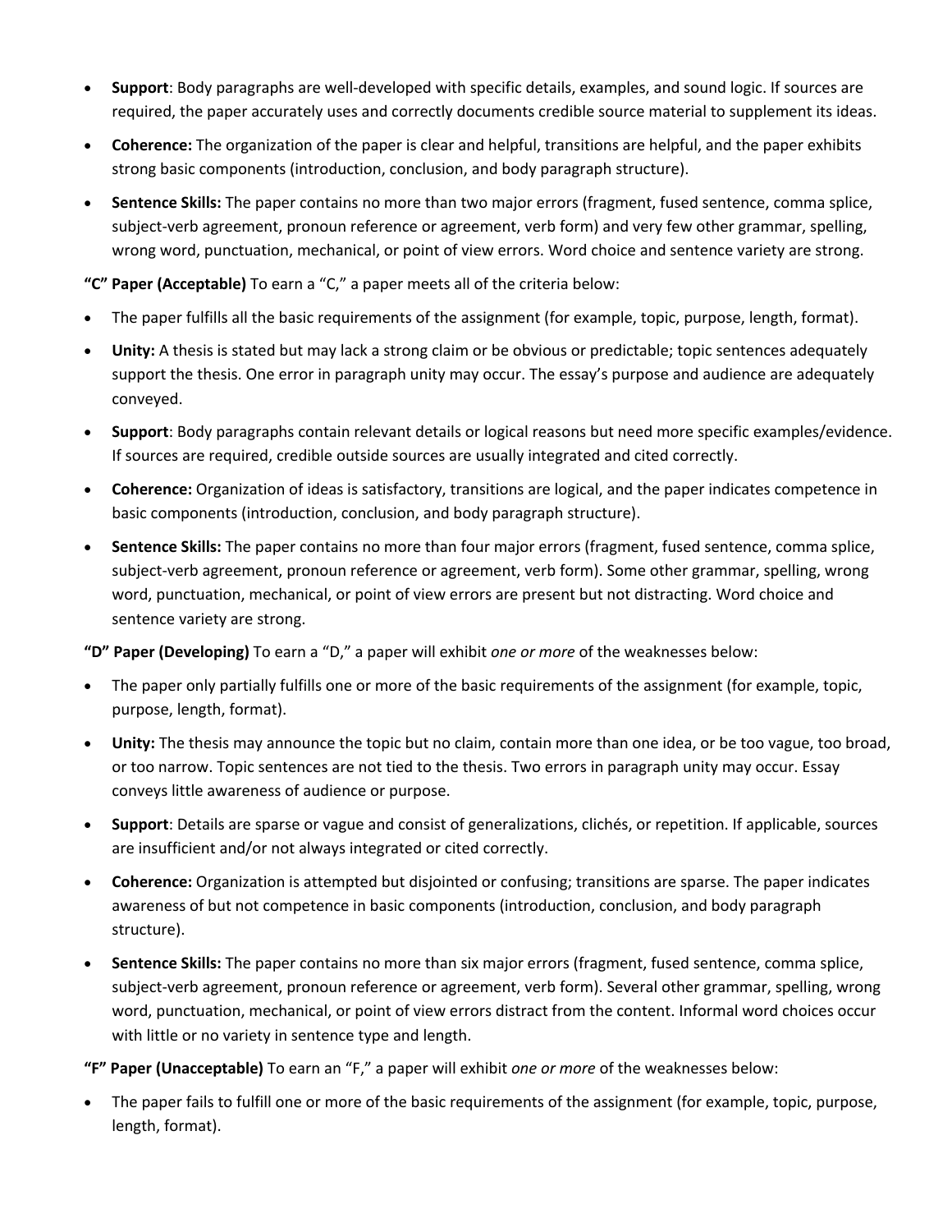- **Support**: Body paragraphs are well-developed with specific details, examples, and sound logic. If sources are required, the paper accurately uses and correctly documents credible source material to supplement its ideas.
- **Coherence:** The organization of the paper is clear and helpful, transitions are helpful, and the paper exhibits strong basic components (introduction, conclusion, and body paragraph structure).
- **Sentence Skills:** The paper contains no more than two major errors (fragment, fused sentence, comma splice, subject-verb agreement, pronoun reference or agreement, verb form) and very few other grammar, spelling, wrong word, punctuation, mechanical, or point of view errors. Word choice and sentence variety are strong.

**"C" Paper (Acceptable)** To earn a "C," a paper meets all of the criteria below:

- The paper fulfills all the basic requirements of the assignment (for example, topic, purpose, length, format).
- **Unity:** A thesis is stated but may lack a strong claim or be obvious or predictable; topic sentences adequately support the thesis. One error in paragraph unity may occur. The essay's purpose and audience are adequately conveyed.
- **Support**: Body paragraphs contain relevant details or logical reasons but need more specific examples/evidence. If sources are required, credible outside sources are usually integrated and cited correctly.
- **Coherence:** Organization of ideas is satisfactory, transitions are logical, and the paper indicates competence in basic components (introduction, conclusion, and body paragraph structure).
- **Sentence Skills:** The paper contains no more than four major errors (fragment, fused sentence, comma splice, subject-verb agreement, pronoun reference or agreement, verb form). Some other grammar, spelling, wrong word, punctuation, mechanical, or point of view errors are present but not distracting. Word choice and sentence variety are strong.

**"D" Paper (Developing)** To earn a "D," a paper will exhibit *one or more* of the weaknesses below:

- The paper only partially fulfills one or more of the basic requirements of the assignment (for example, topic, purpose, length, format).
- **Unity:** The thesis may announce the topic but no claim, contain more than one idea, or be too vague, too broad, or too narrow. Topic sentences are not tied to the thesis. Two errors in paragraph unity may occur. Essay conveys little awareness of audience or purpose.
- **Support**: Details are sparse or vague and consist of generalizations, clichés, or repetition. If applicable, sources are insufficient and/or not always integrated or cited correctly.
- **Coherence:** Organization is attempted but disjointed or confusing; transitions are sparse. The paper indicates awareness of but not competence in basic components (introduction, conclusion, and body paragraph structure).
- **Sentence Skills:** The paper contains no more than six major errors (fragment, fused sentence, comma splice, subject-verb agreement, pronoun reference or agreement, verb form). Several other grammar, spelling, wrong word, punctuation, mechanical, or point of view errors distract from the content. Informal word choices occur with little or no variety in sentence type and length.

**"F" Paper (Unacceptable)** To earn an "F," a paper will exhibit *one or more* of the weaknesses below:

- The paper fails to fulfill one or more of the basic requirements of the assignment (for example, topic, purpose, length, format).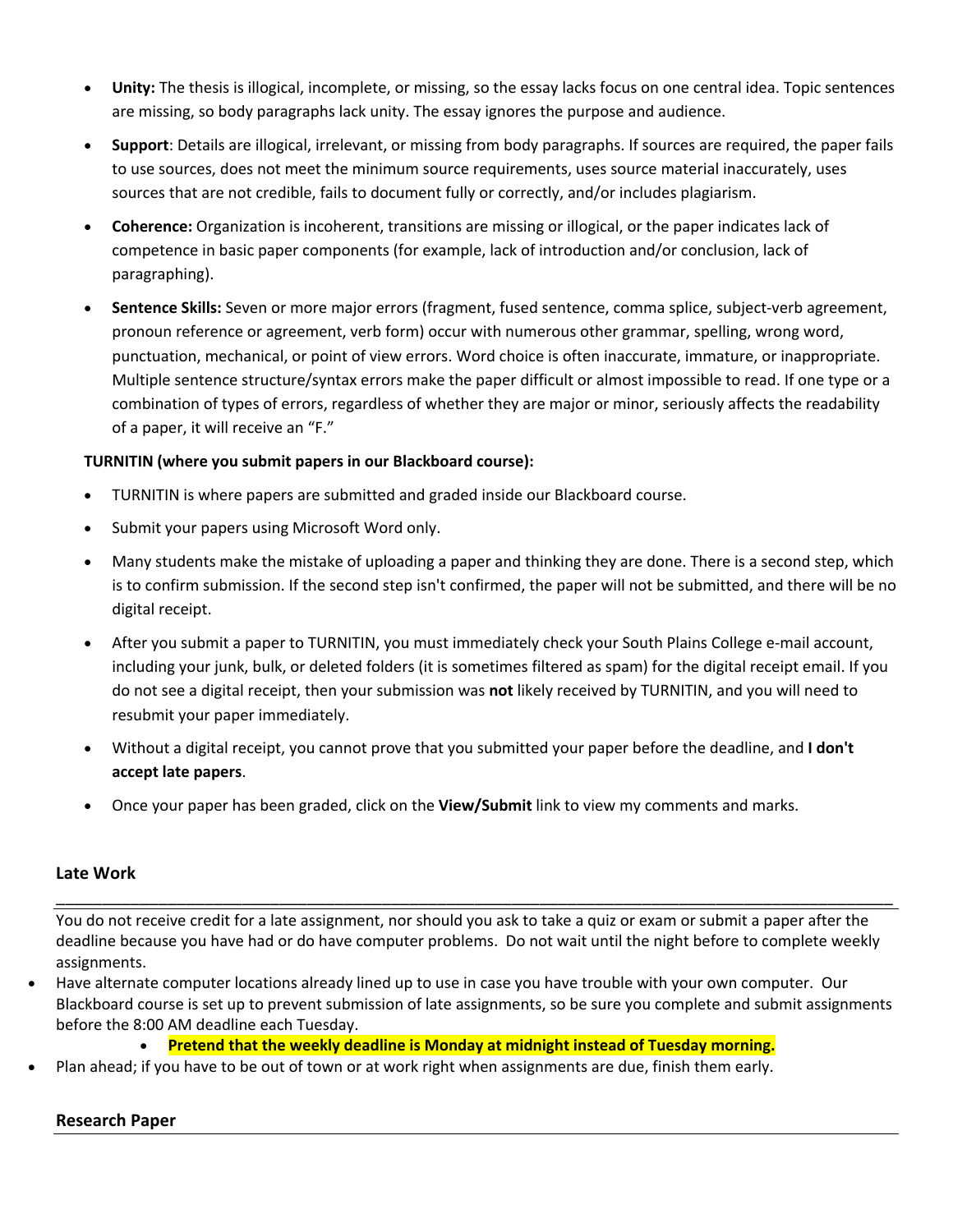- **Unity:** The thesis is illogical, incomplete, or missing, so the essay lacks focus on one central idea. Topic sentences are missing, so body paragraphs lack unity. The essay ignores the purpose and audience.
- **Support**: Details are illogical, irrelevant, or missing from body paragraphs. If sources are required, the paper fails to use sources, does not meet the minimum source requirements, uses source material inaccurately, uses sources that are not credible, fails to document fully or correctly, and/or includes plagiarism.
- **Coherence:** Organization is incoherent, transitions are missing or illogical, or the paper indicates lack of competence in basic paper components (for example, lack of introduction and/or conclusion, lack of paragraphing).
- **Sentence Skills:** Seven or more major errors (fragment, fused sentence, comma splice, subject-verb agreement, pronoun reference or agreement, verb form) occur with numerous other grammar, spelling, wrong word, punctuation, mechanical, or point of view errors. Word choice is often inaccurate, immature, or inappropriate. Multiple sentence structure/syntax errors make the paper difficult or almost impossible to read. If one type or a combination of types of errors, regardless of whether they are major or minor, seriously affects the readability of a paper, it will receive an "F."

**TURNITIN (where you submit papers in our Blackboard course):**

- TURNITIN is where papers are submitted and graded inside our Blackboard course.
- Submit your papers using Microsoft Word only.
- Many students make the mistake of uploading a paper and thinking they are done. There is a second step, which is to confirm submission. If the second step isn't confirmed, the paper will not be submitted, and there will be no digital receipt.
- After you submit a paper to TURNITIN, you must immediately check your South Plains College e-mail account, including your junk, bulk, or deleted folders (it is sometimes filtered as spam) for the digital receipt email. If you do not see a digital receipt, then your submission was **not** likely received by TURNITIN, and you will need to resubmit your paper immediately.
- Without a digital receipt, you cannot prove that you submitted your paper before the deadline, and **I don't accept late papers**.
- Once your paper has been graded, click on the **View/Submit** link to view my comments and marks.

## Late Work

You do not receive credit for a late assignment, nor should you ask to take a quiz or exam or submit a paper after the deadline because you have had or do have computer problems. Do not wait until the night before to complete weekly assignments.

- Have alternate computer locations already lined up to use in case you have trouble with your own computer. Our Blackboard course is set up to prevent submission of late assignments, so be sure you complete and submit assignments before the 8:00 AM deadline each Tuesday.
    - **Pretend that the weekly deadline is Monday at midnight instead of Tuesday morning.**
- Plan ahead; if you have to be out of town or at work right when assignments are due, finish them early.

## Research Paper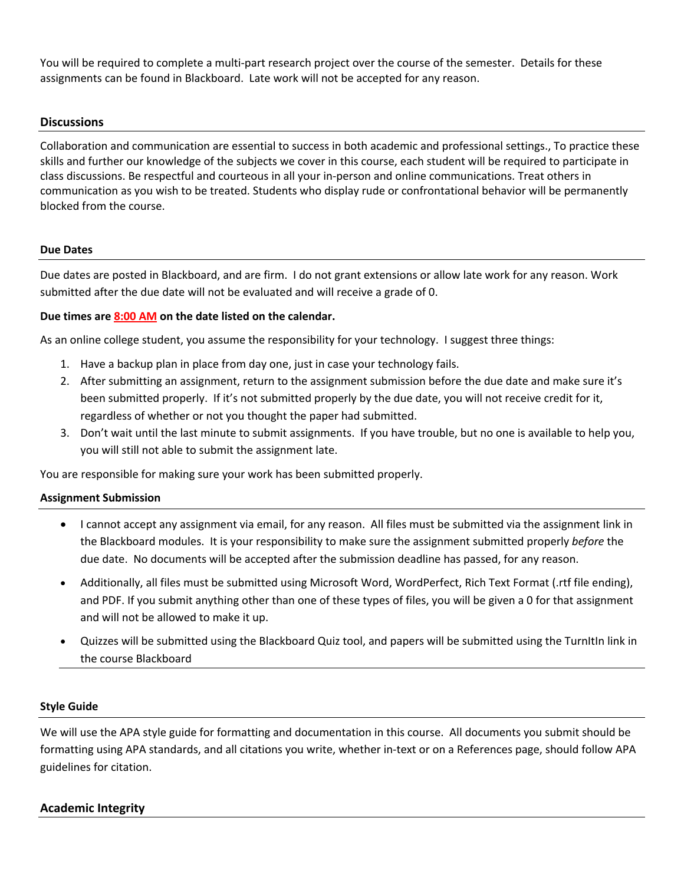You will be required to complete a multi-part research project over the course of the semester. Details for these assignments can be found in Blackboard. Late work will not be accepted for any reason.

## Discussions

Collaboration and communication are essential to success in both academic and professional settings., To practice these skills and further our knowledge of the subjects we cover in this course, each student will be required to participate in class discussions. Be respectful and courteous in all your in-person and online communications. Treat others in communication as you wish to be treated. Students who display rude or confrontational behavior will be permanently blocked from the course.

### Due Dates

Due dates are posted in Blackboard, and are firm. I do not grant extensions or allow late work for any reason. Work submitted after the due date will not be evaluated and will receive a grade of 0.

**Due times are 8:00 AM on the date listed on the calendar.**

As an online college student, you assume the responsibility for your technology. I suggest three things:

1. Have a backup plan in place from day one, just in case your technology fails.
2. After submitting an assignment, return to the assignment submission before the due date and make sure it's been submitted properly. If it's not submitted properly by the due date, you will not receive credit for it, regardless of whether or not you thought the paper had submitted.
3. Don't wait until the last minute to submit assignments. If you have trouble, but no one is available to help you, you will still not able to submit the assignment late.

You are responsible for making sure your work has been submitted properly.

### Assignment Submission

- I cannot accept any assignment via email, for any reason. All files must be submitted via the assignment link in the Blackboard modules. It is your responsibility to make sure the assignment submitted properly *before* the due date. No documents will be accepted after the submission deadline has passed, for any reason.
- Additionally, all files must be submitted using Microsoft Word, WordPerfect, Rich Text Format (.rtf file ending), and PDF. If you submit anything other than one of these types of files, you will be given a 0 for that assignment and will not be allowed to make it up.
- Quizzes will be submitted using the Blackboard Quiz tool, and papers will be submitted using the TurnItIn link in the course Blackboard

### Style Guide

We will use the APA style guide for formatting and documentation in this course. All documents you submit should be formatting using APA standards, and all citations you write, whether in-text or on a References page, should follow APA guidelines for citation.

## Academic Integrity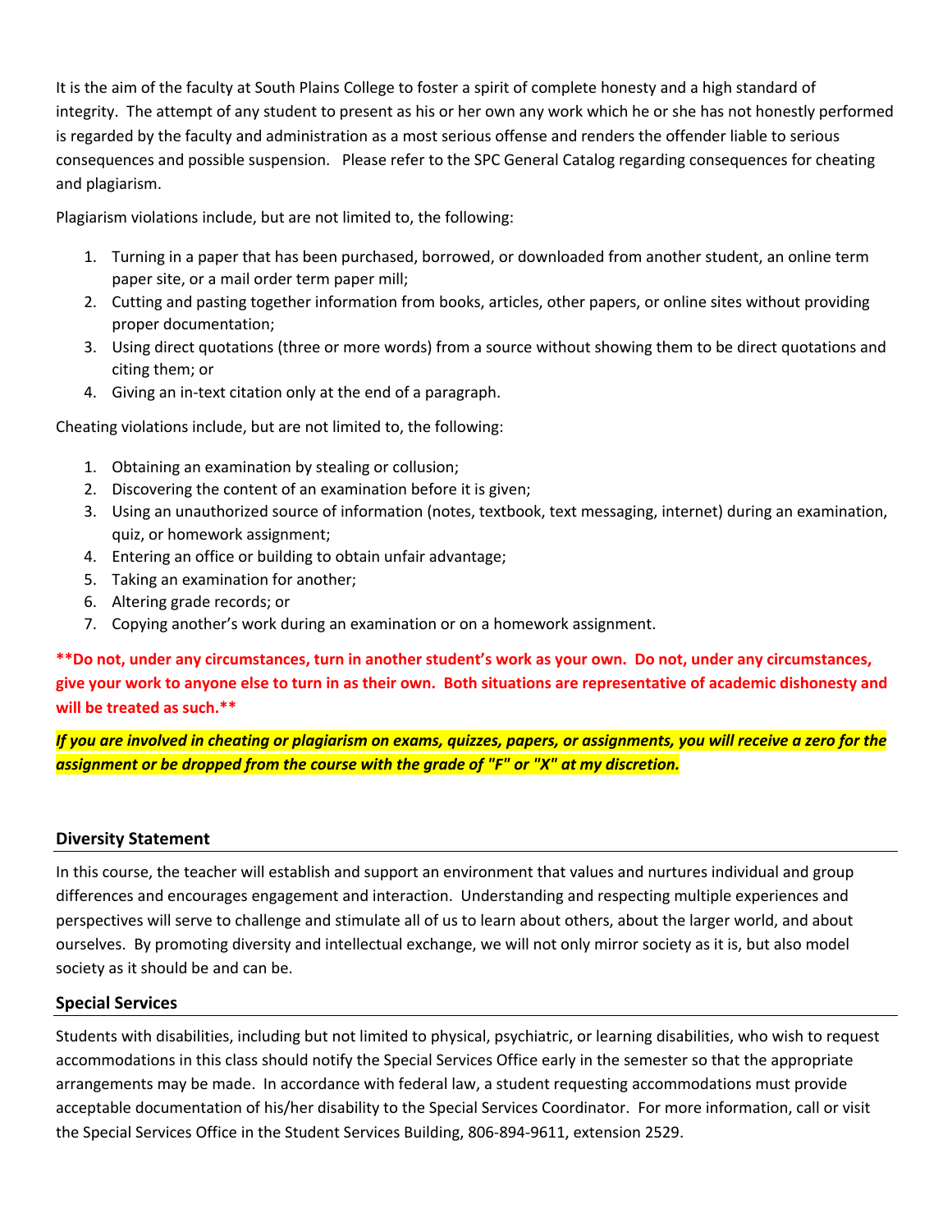It is the aim of the faculty at South Plains College to foster a spirit of complete honesty and a high standard of integrity. The attempt of any student to present as his or her own any work which he or she has not honestly performed is regarded by the faculty and administration as a most serious offense and renders the offender liable to serious consequences and possible suspension. Please refer to the SPC General Catalog regarding consequences for cheating and plagiarism.

Plagiarism violations include, but are not limited to, the following:

1. Turning in a paper that has been purchased, borrowed, or downloaded from another student, an online term paper site, or a mail order term paper mill;
2. Cutting and pasting together information from books, articles, other papers, or online sites without providing proper documentation;
3. Using direct quotations (three or more words) from a source without showing them to be direct quotations and citing them; or
4. Giving an in-text citation only at the end of a paragraph.

Cheating violations include, but are not limited to, the following:

1. Obtaining an examination by stealing or collusion;
2. Discovering the content of an examination before it is given;
3. Using an unauthorized source of information (notes, textbook, text messaging, internet) during an examination, quiz, or homework assignment;
4. Entering an office or building to obtain unfair advantage;
5. Taking an examination for another;
6. Altering grade records; or
7. Copying another's work during an examination or on a homework assignment.

**Do not, under any circumstances, turn in another student's work as your own. Do not, under any circumstances, give your work to anyone else to turn in as their own. Both situations are representative of academic dishonesty and will be treated as such.**

***If you are involved in cheating or plagiarism on exams, quizzes, papers, or assignments, you will receive a zero for the assignment or be dropped from the course with the grade of "F" or "X" at my discretion.***

## Diversity Statement

In this course, the teacher will establish and support an environment that values and nurtures individual and group differences and encourages engagement and interaction. Understanding and respecting multiple experiences and perspectives will serve to challenge and stimulate all of us to learn about others, about the larger world, and about ourselves. By promoting diversity and intellectual exchange, we will not only mirror society as it is, but also model society as it should be and can be.

## Special Services

Students with disabilities, including but not limited to physical, psychiatric, or learning disabilities, who wish to request accommodations in this class should notify the Special Services Office early in the semester so that the appropriate arrangements may be made. In accordance with federal law, a student requesting accommodations must provide acceptable documentation of his/her disability to the Special Services Coordinator. For more information, call or visit the Special Services Office in the Student Services Building, 806-894-9611, extension 2529.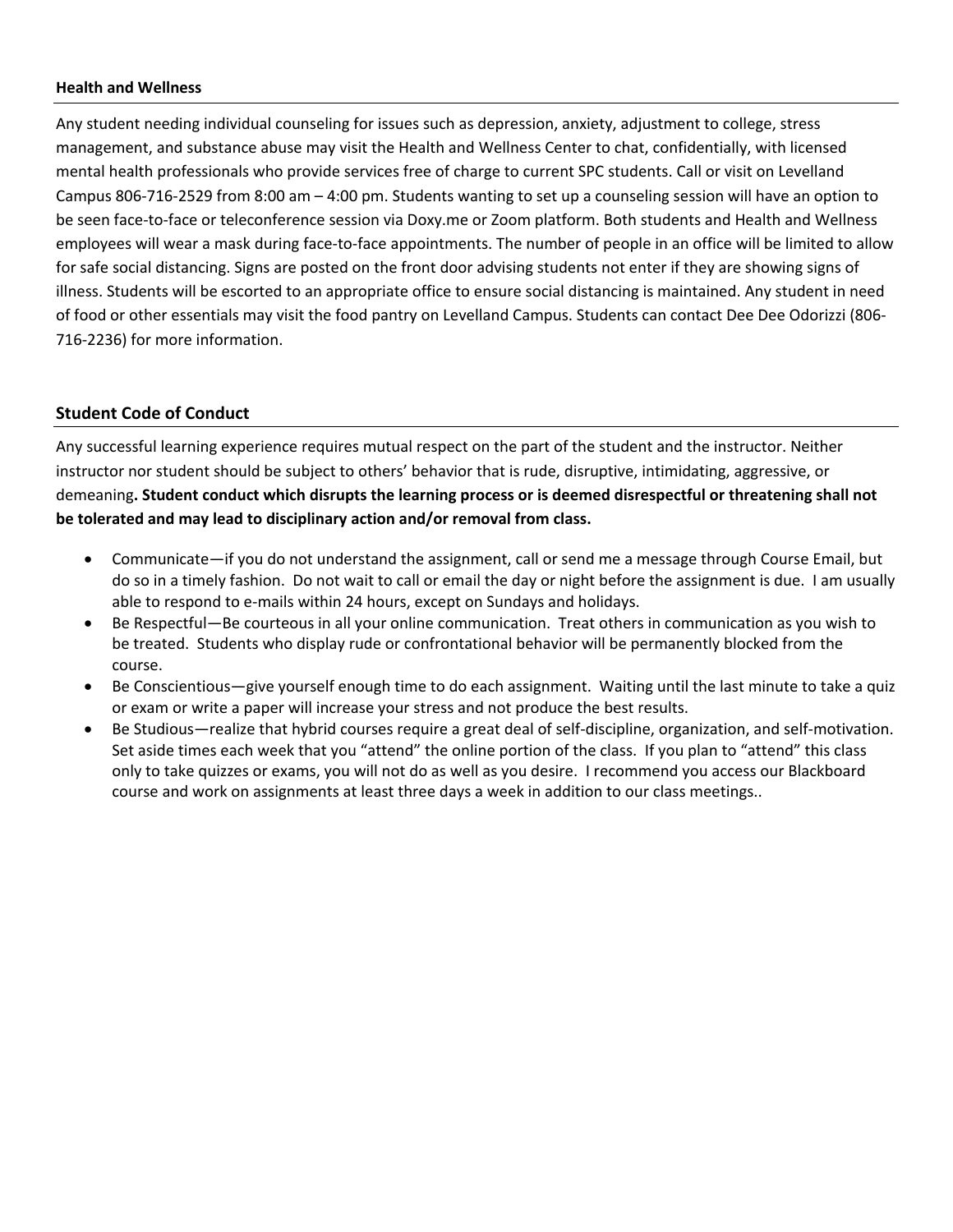**Health and Wellness**

Any student needing individual counseling for issues such as depression, anxiety, adjustment to college, stress management, and substance abuse may visit the Health and Wellness Center to chat, confidentially, with licensed mental health professionals who provide services free of charge to current SPC students. Call or visit on Levelland Campus 806-716-2529 from 8:00 am – 4:00 pm. Students wanting to set up a counseling session will have an option to be seen face-to-face or teleconference session via Doxy.me or Zoom platform. Both students and Health and Wellness employees will wear a mask during face-to-face appointments. The number of people in an office will be limited to allow for safe social distancing. Signs are posted on the front door advising students not enter if they are showing signs of illness. Students will be escorted to an appropriate office to ensure social distancing is maintained. Any student in need of food or other essentials may visit the food pantry on Levelland Campus. Students can contact Dee Dee Odorizzi (806-716-2236) for more information.

## Student Code of Conduct

Any successful learning experience requires mutual respect on the part of the student and the instructor. Neither instructor nor student should be subject to others' behavior that is rude, disruptive, intimidating, aggressive, or demeaning**. Student conduct which disrupts the learning process or is deemed disrespectful or threatening shall not be tolerated and may lead to disciplinary action and/or removal from class.**

- Communicate—if you do not understand the assignment, call or send me a message through Course Email, but do so in a timely fashion. Do not wait to call or email the day or night before the assignment is due. I am usually able to respond to e-mails within 24 hours, except on Sundays and holidays.
- Be Respectful—Be courteous in all your online communication. Treat others in communication as you wish to be treated. Students who display rude or confrontational behavior will be permanently blocked from the course.
- Be Conscientious—give yourself enough time to do each assignment. Waiting until the last minute to take a quiz or exam or write a paper will increase your stress and not produce the best results.
- Be Studious—realize that hybrid courses require a great deal of self-discipline, organization, and self-motivation. Set aside times each week that you "attend" the online portion of the class. If you plan to "attend" this class only to take quizzes or exams, you will not do as well as you desire. I recommend you access our Blackboard course and work on assignments at least three days a week in addition to our class meetings..